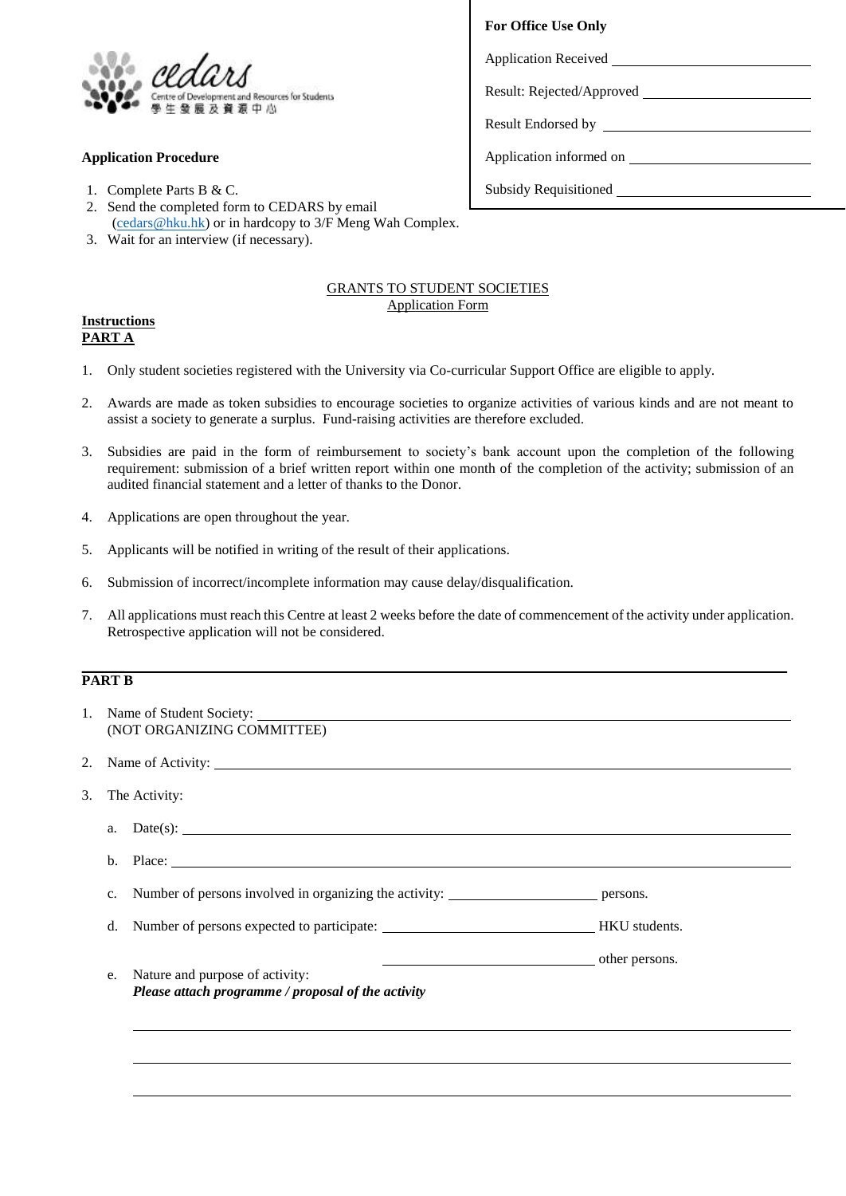cedars
Centre of Development and Resources for Students
學生發展及資源中心

**For Office Use Only**

Application Received ____________________

Result: Rejected/Approved ____________________

Result Endorsed by ____________________

Application informed on ____________________

Subsidy Requisitioned ____________________

**Application Procedure**

1. Complete Parts B & C.
2. Send the completed form to CEDARS by email (cedars@hku.hk) or in hardcopy to 3/F Meng Wah Complex.
3. Wait for an interview (if necessary).

## GRANTS TO STUDENT SOCIETIES
### Application Form

**Instructions**
**PART A**

1. Only student societies registered with the University via Co-curricular Support Office are eligible to apply.
2. Awards are made as token subsidies to encourage societies to organize activities of various kinds and are not meant to assist a society to generate a surplus. Fund-raising activities are therefore excluded.
3. Subsidies are paid in the form of reimbursement to society's bank account upon the completion of the following requirement: submission of a brief written report within one month of the completion of the activity; submission of an audited financial statement and a letter of thanks to the Donor.
4. Applications are open throughout the year.
5. Applicants will be notified in writing of the result of their applications.
6. Submission of incorrect/incomplete information may cause delay/disqualification.
7. All applications must reach this Centre at least 2 weeks before the date of commencement of the activity under application. Retrospective application will not be considered.

---

**PART B**

1. Name of Student Society: ____________________
(NOT ORGANIZING COMMITTEE)
2. Name of Activity: ____________________
3. The Activity:
   a. Date(s): ____________________
   b. Place: ____________________
   c. Number of persons involved in organizing the activity: ____________ persons.
   d. Number of persons expected to participate: ____________ HKU students.
      ____________ other persons.
   e. Nature and purpose of activity:
      ***Please attach programme / proposal of the activity***

      ____________________

      ____________________

      ____________________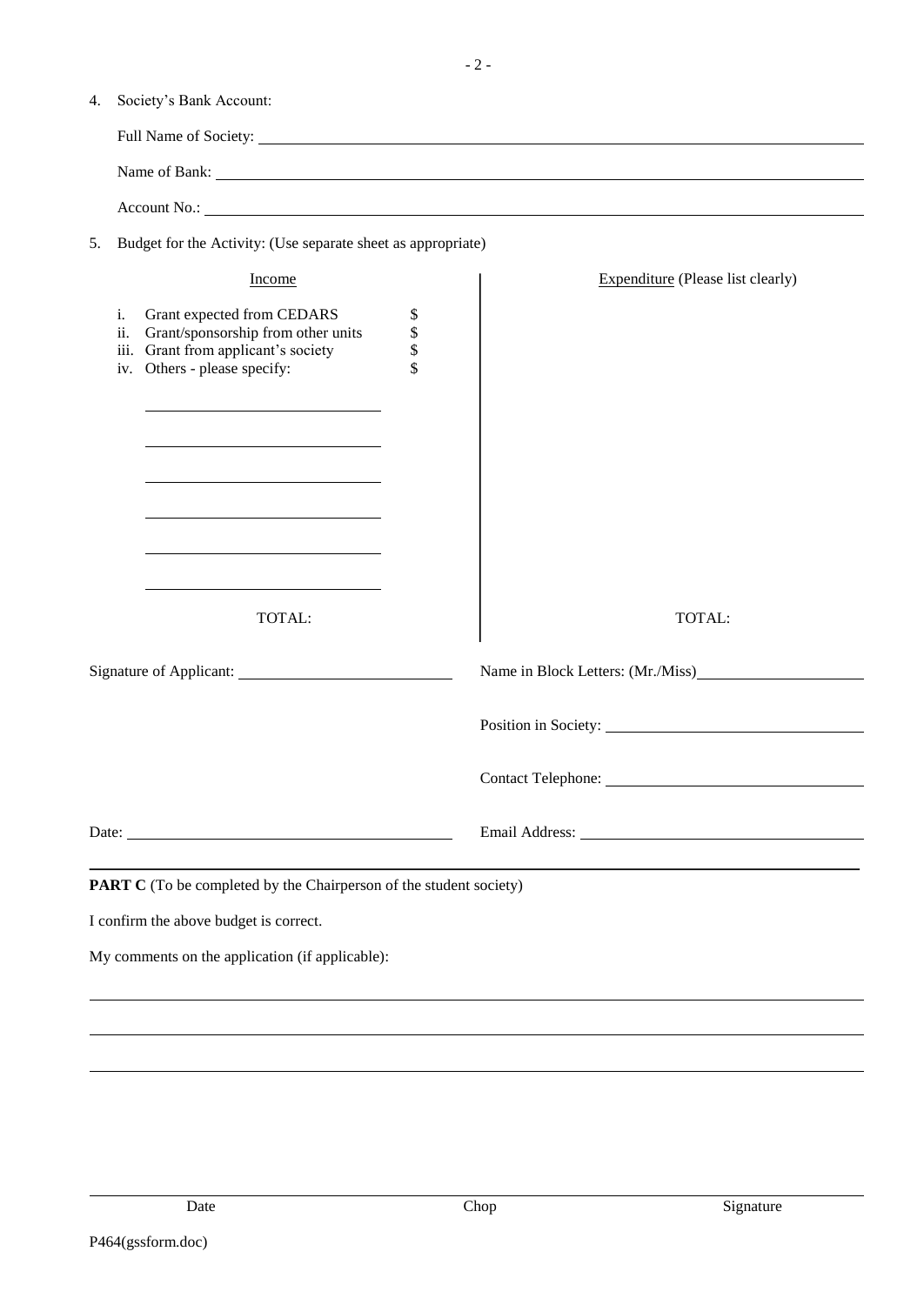4. Society's Bank Account:

   Full Name of Society: ______________________________

   Name of Bank: ______________________________

   Account No.: ______________________________

5. Budget for the Activity: (Use separate sheet as appropriate)

| Income | | Expenditure (Please list clearly) |
| --- | --- | --- |
| i. Grant expected from CEDARS | $ | |
| ii. Grant/sponsorship from other units | $ | |
| iii. Grant from applicant's society | $ | |
| iv. Others - please specify: | $ | |
| ______________________________ | | |
| ______________________________ | | |
| ______________________________ | | |
| ______________________________ | | |
| ______________________________ | | |
| ______________________________ | | |
| TOTAL: | | TOTAL: |

Signature of Applicant: ______________________________

Name in Block Letters: (Mr./Miss) ______________________________

Position in Society: ______________________________

Contact Telephone: ______________________________

Date: ______________________________

Email Address: ______________________________

---

**PART C** (To be completed by the Chairperson of the student society)

I confirm the above budget is correct.

My comments on the application (if applicable):

______________________________

______________________________

______________________________

| Date | Chop | Signature |
| --- | --- | --- |

P464(gssform.doc)